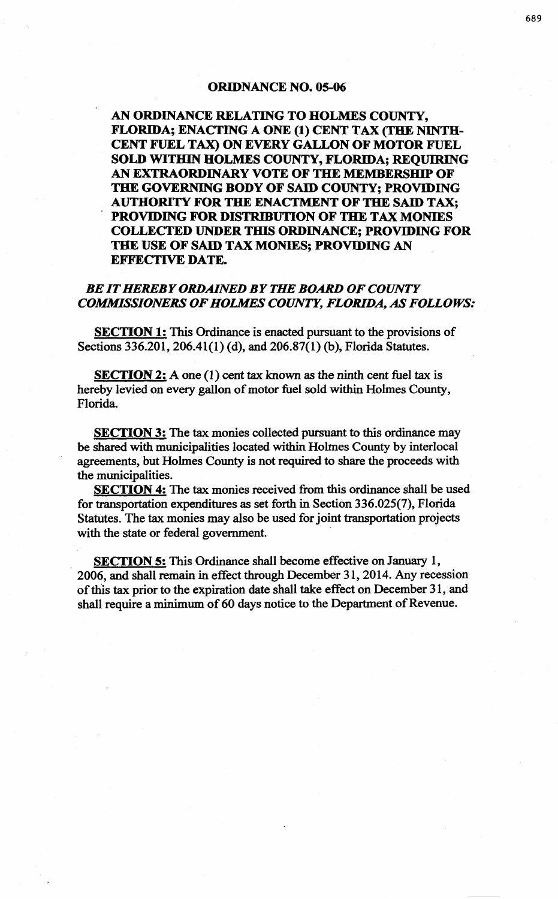# ORIDNANCE NO. 05-06

**AN ORDINANCE RELATING TO HOLMES COUNTY, FLORIDA; ENACTING A ONE (1) CENT TAX (THE NINTH-CENT FUEL TAX) ON EVERY GALLON OF MOTOR FUEL SOLD WITHIN HOLMES COUNTY, FLORIDA; REQUIRING AN EXTRAORDINARY VOTE OF THE MEMBERSHIP OF THE GOVERNING BODY OF SAID COUNTY; PROVIDING AUTHORITY FOR THE ENACTMENT OF THE SAID TAX; PROVIDING FOR DISTRIBUTION OF THE TAX MONIES COLLECTED UNDER THIS ORDINANCE; PROVIDING FOR THE USE OF SAID TAX MONIES; PROVIDING AN EFFECTIVE DATE.**

***BE IT HEREBY ORDAINED BY THE BOARD OF COUNTY COMMISSIONERS OF HOLMES COUNTY, FLORIDA, AS FOLLOWS:***

**SECTION 1:** This Ordinance is enacted pursuant to the provisions of Sections 336.201, 206.41(1) (d), and 206.87(1) (b), Florida Statutes.

**SECTION 2:** A one (1) cent tax known as the ninth cent fuel tax is hereby levied on every gallon of motor fuel sold within Holmes County, Florida.

**SECTION 3:** The tax monies collected pursuant to this ordinance may be shared with municipalities located within Holmes County by interlocal agreements, but Holmes County is not required to share the proceeds with the municipalities.

**SECTION 4:** The tax monies received from this ordinance shall be used for transportation expenditures as set forth in Section 336.025(7), Florida Statutes. The tax monies may also be used for joint transportation projects with the state or federal government.

**SECTION 5:** This Ordinance shall become effective on January 1, 2006, and shall remain in effect through December 31, 2014. Any recession of this tax prior to the expiration date shall take effect on December 31, and shall require a minimum of 60 days notice to the Department of Revenue.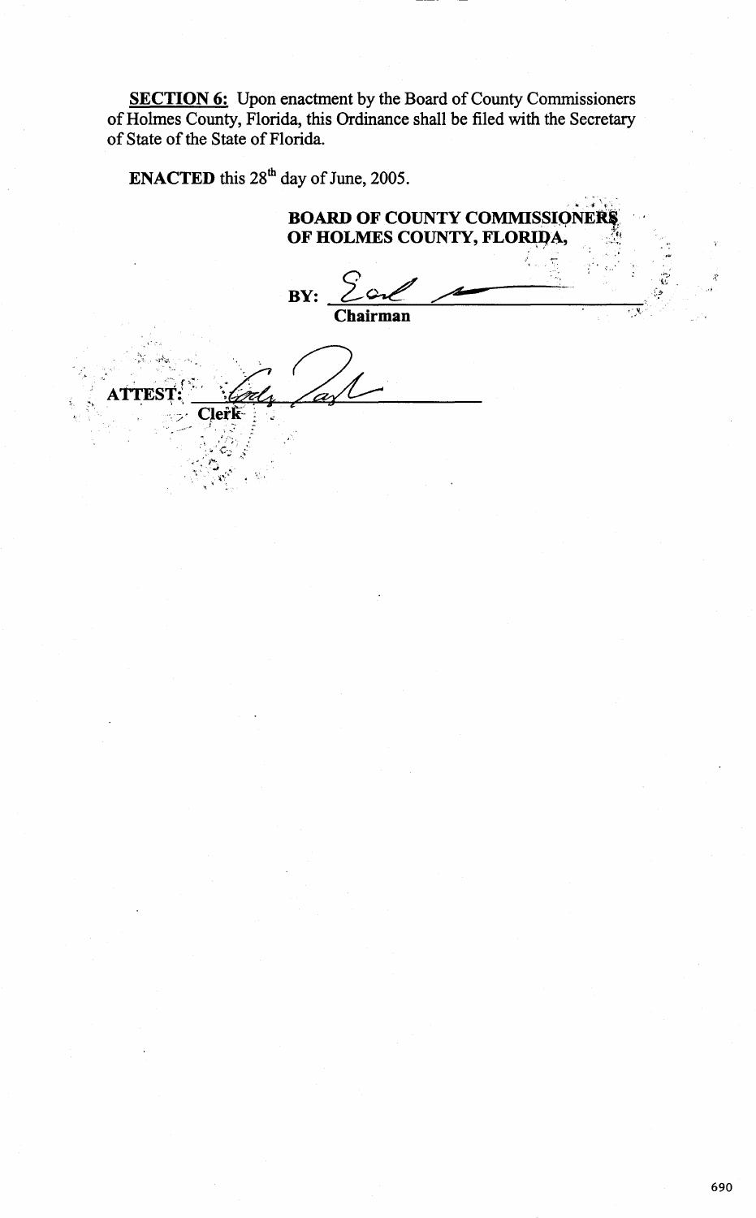**SECTION 6:** Upon enactment by the Board of County Commissioners of Holmes County, Florida, this Ordinance shall be filed with the Secretary of State of the State of Florida.

**ENACTED** this 28th day of June, 2005.

**BOARD OF COUNTY COMMISSIONERS OF HOLMES COUNTY, FLORIDA,**

**BY:** \_\_\_\_\_\_\_\_\_\_\_\_\_\_\_\_\_\_\_\_\_\_\_\_
**Chairman**

**ATTEST:** \_\_\_\_\_\_\_\_\_\_\_\_\_\_\_\_\_\_\_\_\_\_\_\_
**Clerk**